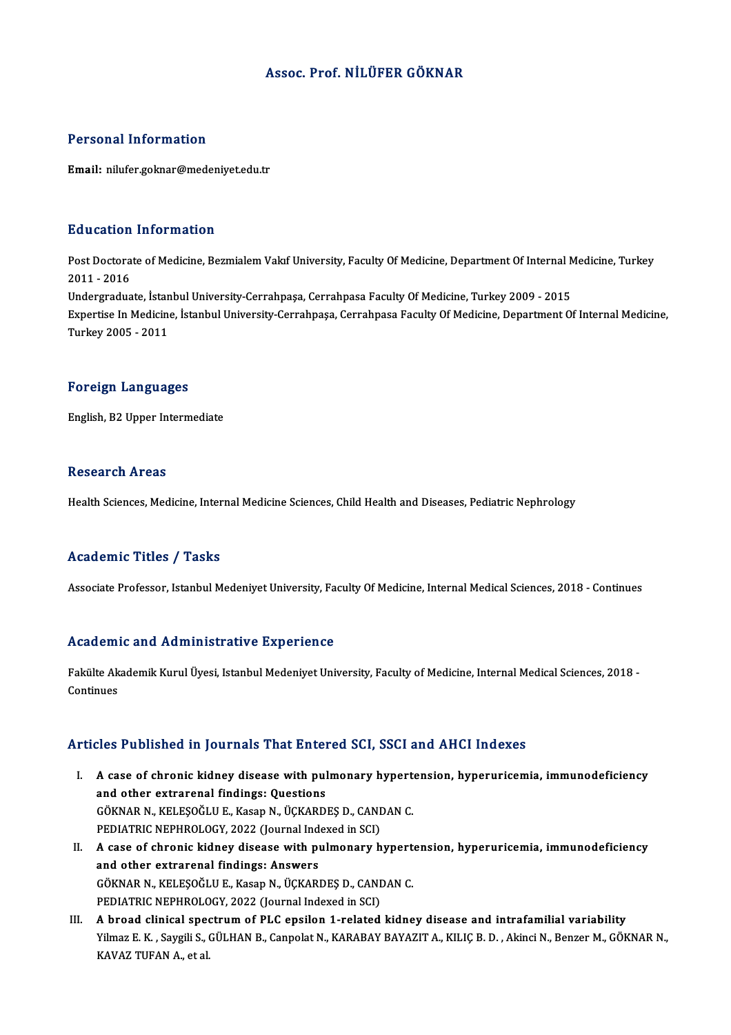# Assoc. Prof. NİLÜFER GÖKNAR

## Personal Information

**Email:** nilufer.goknar@medeniyet.edu.tr

## Education Information

Post Doctorate of Medicine, Bezmialem Vakıf University, Faculty Of Medicine, Department Of Internal Medicine, Turkey 2011 - 2016

Undergraduate, İstanbul University-Cerrahpaşa, Cerrahpasa Faculty Of Medicine, Turkey 2009 - 2015

Expertise In Medicine, İstanbul University-Cerrahpaşa, Cerrahpasa Faculty Of Medicine, Department Of Internal Medicine, Turkey 2005 - 2011

## Foreign Languages

English, B2 Upper Intermediate

## Research Areas

Health Sciences, Medicine, Internal Medicine Sciences, Child Health and Diseases, Pediatric Nephrology

## Academic Titles / Tasks

Associate Professor, Istanbul Medeniyet University, Faculty Of Medicine, Internal Medical Sciences, 2018 - Continues

## Academic and Administrative Experience

Fakülte Akademik Kurul Üyesi, Istanbul Medeniyet University, Faculty of Medicine, Internal Medical Sciences, 2018 - Continues

## Articles Published in Journals That Entered SCI, SSCI and AHCI Indexes

I. **A case of chronic kidney disease with pulmonary hypertension, hyperuricemia, immunodeficiency and other extrarenal findings: Questions**
GÖKNAR N., KELEŞOĞLU E., Kasap N., ÜÇKARDEŞ D., CANDAN C.
PEDIATRIC NEPHROLOGY, 2022 (Journal Indexed in SCI)

II. **A case of chronic kidney disease with pulmonary hypertension, hyperuricemia, immunodeficiency and other extrarenal findings: Answers**
GÖKNAR N., KELEŞOĞLU E., Kasap N., ÜÇKARDEŞ D., CANDAN C.
PEDIATRIC NEPHROLOGY, 2022 (Journal Indexed in SCI)

III. **A broad clinical spectrum of PLC epsilon 1-related kidney disease and intrafamilial variability**
Yilmaz E. K. , Saygili S., GÜLHAN B., Canpolat N., KARABAY BAYAZIT A., KILIÇ B. D. , Akinci N., Benzer M., GÖKNAR N., KAVAZ TUFAN A., et al.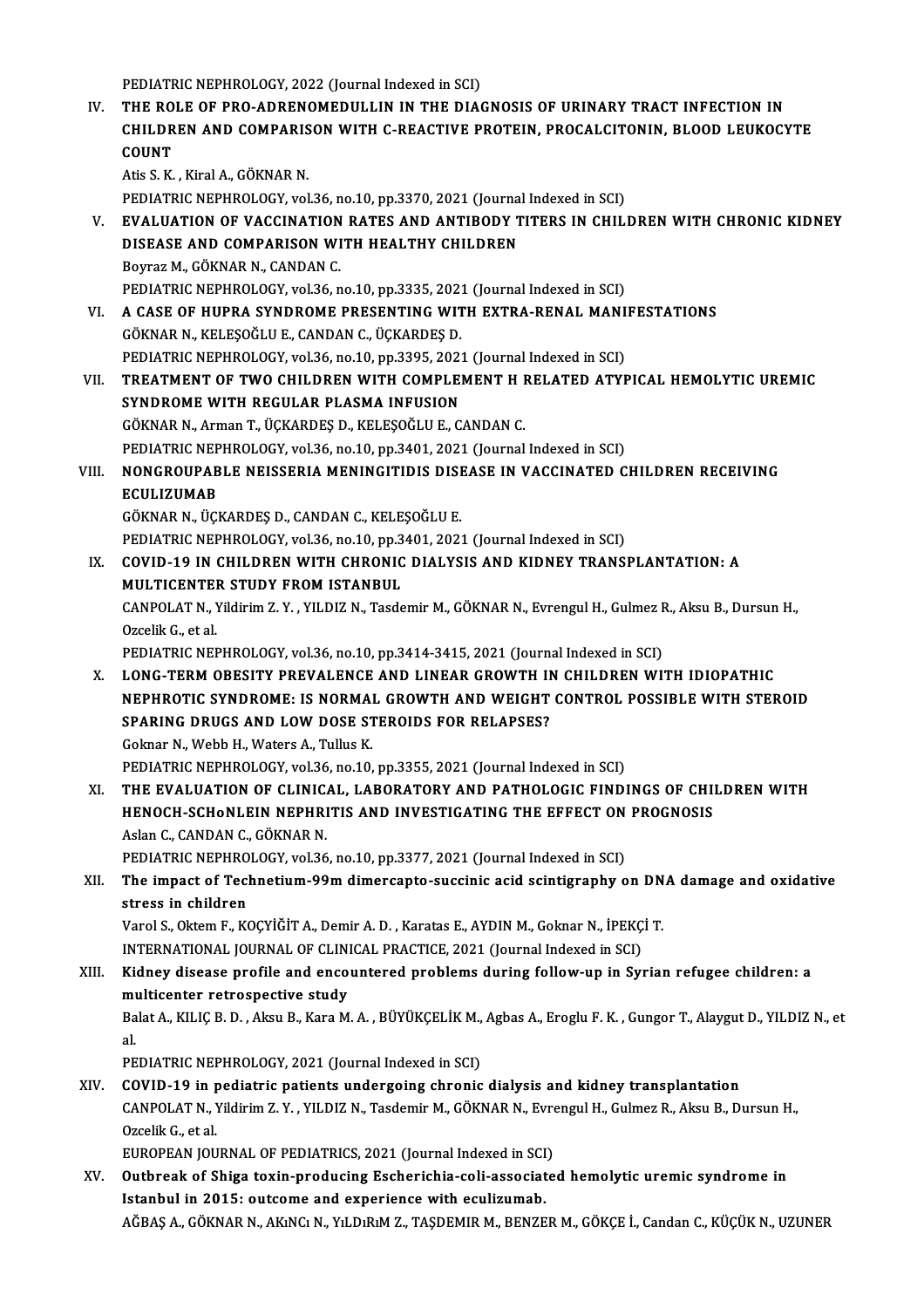PEDIATRIC NEPHROLOGY, 2022 (Journal Indexed in SCI)

IV. THE ROLE OF PRO-ADRENOMEDULLIN IN THE DIAGNOSIS OF URINARY TRACT INFECTION IN CHILDREN AND COMPARISON WITH C-REACTIVE PROTEIN, PROCALCITONIN, BLOOD LEUKOCYTE COUNT
Atis S. K. , Kiral A., GÖKNAR N.
PEDIATRIC NEPHROLOGY, vol.36, no.10, pp.3370, 2021 (Journal Indexed in SCI)

V. EVALUATION OF VACCINATION RATES AND ANTIBODY TITERS IN CHILDREN WITH CHRONIC KIDNEY DISEASE AND COMPARISON WITH HEALTHY CHILDREN
Boyraz M., GÖKNAR N., CANDAN C.
PEDIATRIC NEPHROLOGY, vol.36, no.10, pp.3335, 2021 (Journal Indexed in SCI)

VI. A CASE OF HUPRA SYNDROME PRESENTING WITH EXTRA-RENAL MANIFESTATIONS
GÖKNAR N., KELEŞOĞLU E., CANDAN C., ÜÇKARDEŞ D.
PEDIATRIC NEPHROLOGY, vol.36, no.10, pp.3395, 2021 (Journal Indexed in SCI)

VII. TREATMENT OF TWO CHILDREN WITH COMPLEMENT H RELATED ATYPICAL HEMOLYTIC UREMIC SYNDROME WITH REGULAR PLASMA INFUSION
GÖKNAR N., Arman T., ÜÇKARDEŞ D., KELEŞOĞLU E., CANDAN C.
PEDIATRIC NEPHROLOGY, vol.36, no.10, pp.3401, 2021 (Journal Indexed in SCI)

VIII. NONGROUPABLE NEISSERIA MENINGITIDIS DISEASE IN VACCINATED CHILDREN RECEIVING ECULIZUMAB
GÖKNAR N., ÜÇKARDEŞ D., CANDAN C., KELEŞOĞLU E.
PEDIATRIC NEPHROLOGY, vol.36, no.10, pp.3401, 2021 (Journal Indexed in SCI)

IX. COVID-19 IN CHILDREN WITH CHRONIC DIALYSIS AND KIDNEY TRANSPLANTATION: A MULTICENTER STUDY FROM ISTANBUL
CANPOLAT N., Yildirim Z. Y. , YILDIZ N., Tasdemir M., GÖKNAR N., Evrengul H., Gulmez R., Aksu B., Dursun H., Ozcelik G., et al.
PEDIATRIC NEPHROLOGY, vol.36, no.10, pp.3414-3415, 2021 (Journal Indexed in SCI)

X. LONG-TERM OBESITY PREVALENCE AND LINEAR GROWTH IN CHILDREN WITH IDIOPATHIC NEPHROTIC SYNDROME: IS NORMAL GROWTH AND WEIGHT CONTROL POSSIBLE WITH STEROID SPARING DRUGS AND LOW DOSE STEROIDS FOR RELAPSES?
Goknar N., Webb H., Waters A., Tullus K.
PEDIATRIC NEPHROLOGY, vol.36, no.10, pp.3355, 2021 (Journal Indexed in SCI)

XI. THE EVALUATION OF CLINICAL, LABORATORY AND PATHOLOGIC FINDINGS OF CHILDREN WITH HENOCH-SCHoNLEIN NEPHRITIS AND INVESTIGATING THE EFFECT ON PROGNOSIS
Aslan C., CANDAN C., GÖKNAR N.
PEDIATRIC NEPHROLOGY, vol.36, no.10, pp.3377, 2021 (Journal Indexed in SCI)

XII. The impact of Technetium-99m dimercapto-succinic acid scintigraphy on DNA damage and oxidative stress in children
Varol S., Oktem F., KOÇYİĞİT A., Demir A. D. , Karatas E., AYDIN M., Goknar N., İPEKÇİ T.
INTERNATIONAL JOURNAL OF CLINICAL PRACTICE, 2021 (Journal Indexed in SCI)

XIII. Kidney disease profile and encountered problems during follow-up in Syrian refugee children: a multicenter retrospective study
Balat A., KILIÇ B. D. , Aksu B., Kara M. A. , BÜYÜKÇELİK M., Agbas A., Eroglu F. K. , Gungor T., Alaygut D., YILDIZ N., et al.
PEDIATRIC NEPHROLOGY, 2021 (Journal Indexed in SCI)

XIV. COVID-19 in pediatric patients undergoing chronic dialysis and kidney transplantation
CANPOLAT N., Yildirim Z. Y. , YILDIZ N., Tasdemir M., GÖKNAR N., Evrengul H., Gulmez R., Aksu B., Dursun H., Ozcelik G., et al.
EUROPEAN JOURNAL OF PEDIATRICS, 2021 (Journal Indexed in SCI)

XV. Outbreak of Shiga toxin-producing Escherichia-coli-associated hemolytic uremic syndrome in Istanbul in 2015: outcome and experience with eculizumab.
AĞBAŞ A., GÖKNAR N., AKıNCı N., YıLDıRıM Z., TAŞDEMIR M., BENZER M., GÖKÇE İ., Candan C., KÜÇÜK N., UZUNER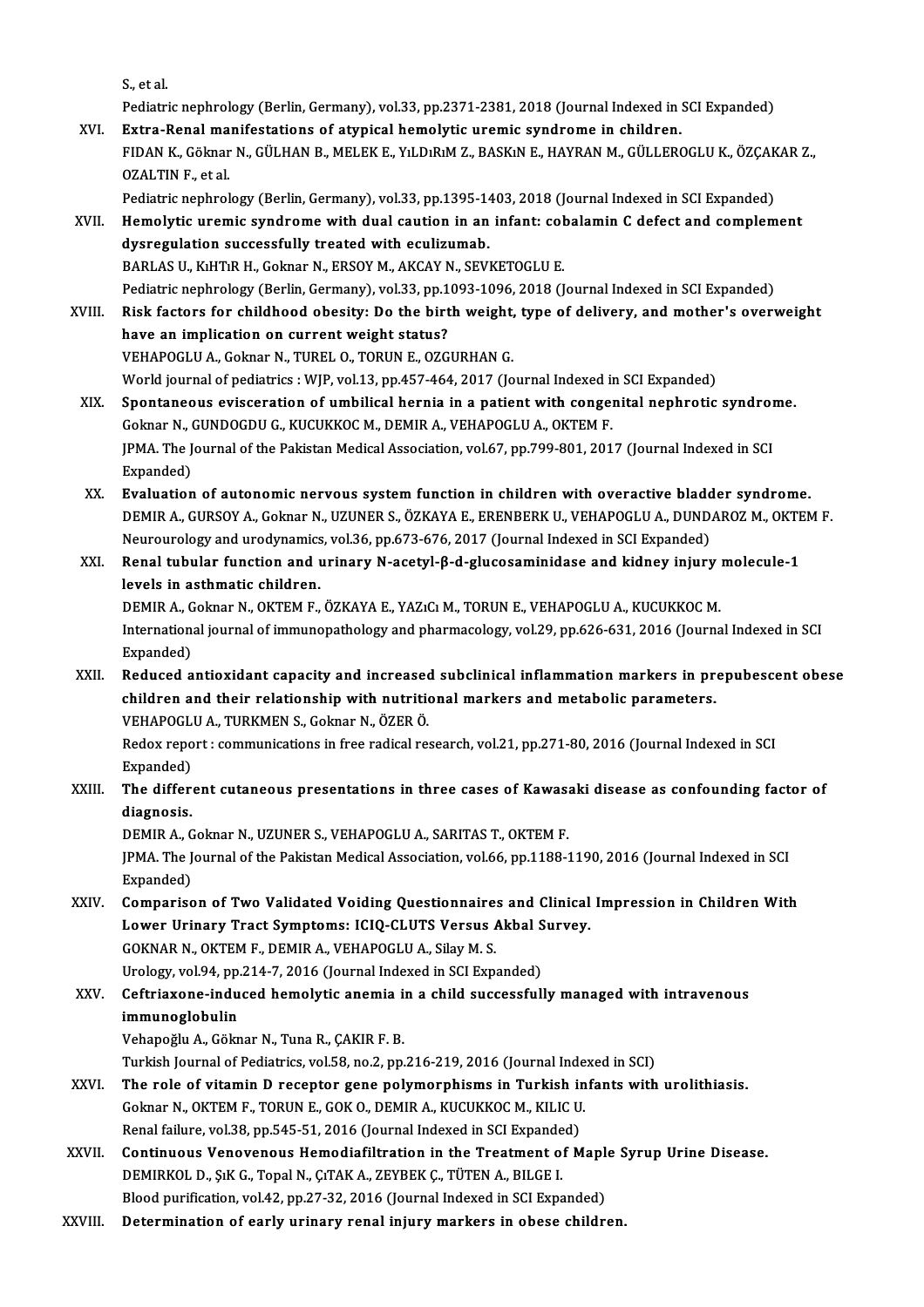S., et al.

Pediatric nephrology (Berlin, Germany), vol.33, pp.2371-2381, 2018 (Journal Indexed in SCI Expanded)

XVI. **Extra-Renal manifestations of atypical hemolytic uremic syndrome in children.**
FIDAN K., Göknar N., GÜLHAN B., MELEK E., YıLDıRıM Z., BASKıN E., HAYRAN M., GÜLLEROGLU K., ÖZÇAKAR Z., OZALTIN F., et al.
Pediatric nephrology (Berlin, Germany), vol.33, pp.1395-1403, 2018 (Journal Indexed in SCI Expanded)

XVII. **Hemolytic uremic syndrome with dual caution in an infant: cobalamin C defect and complement dysregulation successfully treated with eculizumab.**
BARLAS U., KıHTıR H., Goknar N., ERSOY M., AKCAY N., SEVKETOGLU E.
Pediatric nephrology (Berlin, Germany), vol.33, pp.1093-1096, 2018 (Journal Indexed in SCI Expanded)

XVIII. **Risk factors for childhood obesity: Do the birth weight, type of delivery, and mother's overweight have an implication on current weight status?**
VEHAPOGLU A., Goknar N., TUREL O., TORUN E., OZGURHAN G.
World journal of pediatrics : WJP, vol.13, pp.457-464, 2017 (Journal Indexed in SCI Expanded)

XIX. **Spontaneous evisceration of umbilical hernia in a patient with congenital nephrotic syndrome.**
Goknar N., GUNDOGDU G., KUCUKKOC M., DEMIR A., VEHAPOGLU A., OKTEM F.
JPMA. The Journal of the Pakistan Medical Association, vol.67, pp.799-801, 2017 (Journal Indexed in SCI Expanded)

XX. **Evaluation of autonomic nervous system function in children with overactive bladder syndrome.**
DEMIR A., GURSOY A., Goknar N., UZUNER S., ÖZKAYA E., ERENBERK U., VEHAPOGLU A., DUNDAROZ M., OKTEM F.
Neurourology and urodynamics, vol.36, pp.673-676, 2017 (Journal Indexed in SCI Expanded)

XXI. **Renal tubular function and urinary N-acetyl-β-d-glucosaminidase and kidney injury molecule-1 levels in asthmatic children.**
DEMIR A., Goknar N., OKTEM F., ÖZKAYA E., YAZıCı M., TORUN E., VEHAPOGLU A., KUCUKKOC M.
International journal of immunopathology and pharmacology, vol.29, pp.626-631, 2016 (Journal Indexed in SCI Expanded)

XXII. **Reduced antioxidant capacity and increased subclinical inflammation markers in prepubescent obese children and their relationship with nutritional markers and metabolic parameters.**
VEHAPOGLU A., TURKMEN S., Goknar N., ÖZER Ö.
Redox report : communications in free radical research, vol.21, pp.271-80, 2016 (Journal Indexed in SCI Expanded)

XXIII. **The different cutaneous presentations in three cases of Kawasaki disease as confounding factor of diagnosis.**
DEMIR A., Goknar N., UZUNER S., VEHAPOGLU A., SARITAS T., OKTEM F.
JPMA. The Journal of the Pakistan Medical Association, vol.66, pp.1188-1190, 2016 (Journal Indexed in SCI Expanded)

XXIV. **Comparison of Two Validated Voiding Questionnaires and Clinical Impression in Children With Lower Urinary Tract Symptoms: ICIQ-CLUTS Versus Akbal Survey.**
GOKNAR N., OKTEM F., DEMIR A., VEHAPOGLU A., Silay M. S.
Urology, vol.94, pp.214-7, 2016 (Journal Indexed in SCI Expanded)

XXV. **Ceftriaxone-induced hemolytic anemia in a child successfully managed with intravenous immunoglobulin**
Vehapoğlu A., Göknar N., Tuna R., ÇAKIR F. B.
Turkish Journal of Pediatrics, vol.58, no.2, pp.216-219, 2016 (Journal Indexed in SCI)

XXVI. **The role of vitamin D receptor gene polymorphisms in Turkish infants with urolithiasis.**
Goknar N., OKTEM F., TORUN E., GOK O., DEMIR A., KUCUKKOC M., KILIC U.
Renal failure, vol.38, pp.545-51, 2016 (Journal Indexed in SCI Expanded)

XXVII. **Continuous Venovenous Hemodiafiltration in the Treatment of Maple Syrup Urine Disease.**
DEMIRKOL D., ŞıK G., Topal N., ÇıTAK A., ZEYBEK Ç., TÜTEN A., BILGE I.
Blood purification, vol.42, pp.27-32, 2016 (Journal Indexed in SCI Expanded)

XXVIII. **Determination of early urinary renal injury markers in obese children.**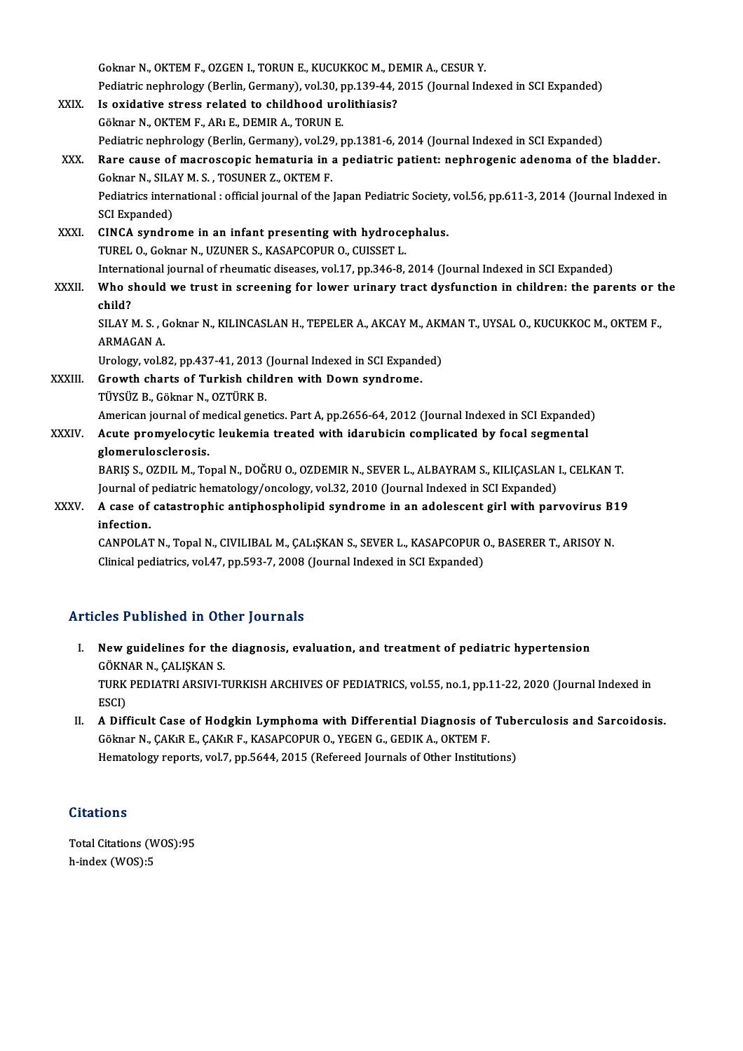Goknar N., OKTEM F., OZGEN I., TORUN E., KUCUKKOC M., DEMIR A., CESUR Y.
Pediatric nephrology (Berlin, Germany), vol.30, pp.139-44, 2015 (Journal Indexed in SCI Expanded)

XXIX. **Is oxidative stress related to childhood urolithiasis?**
Göknar N., OKTEM F., ARı E., DEMIR A., TORUN E.
Pediatric nephrology (Berlin, Germany), vol.29, pp.1381-6, 2014 (Journal Indexed in SCI Expanded)

XXX. **Rare cause of macroscopic hematuria in a pediatric patient: nephrogenic adenoma of the bladder.**
Goknar N., SILAY M. S. , TOSUNER Z., OKTEM F.
Pediatrics international : official journal of the Japan Pediatric Society, vol.56, pp.611-3, 2014 (Journal Indexed in SCI Expanded)

XXXI. **CINCA syndrome in an infant presenting with hydrocephalus.**
TUREL O., Goknar N., UZUNER S., KASAPCOPUR O., CUISSET L.
International journal of rheumatic diseases, vol.17, pp.346-8, 2014 (Journal Indexed in SCI Expanded)

XXXII. **Who should we trust in screening for lower urinary tract dysfunction in children: the parents or the child?**
SILAY M. S. , Goknar N., KILINCASLAN H., TEPELER A., AKCAY M., AKMAN T., UYSAL O., KUCUKKOC M., OKTEM F., ARMAGAN A.
Urology, vol.82, pp.437-41, 2013 (Journal Indexed in SCI Expanded)

XXXIII. **Growth charts of Turkish children with Down syndrome.**
TÜYSÜZ B., Göknar N., OZTÜRK B.
American journal of medical genetics. Part A, pp.2656-64, 2012 (Journal Indexed in SCI Expanded)

XXXIV. **Acute promyelocytic leukemia treated with idarubicin complicated by focal segmental glomerulosclerosis.**
BARIŞ S., OZDIL M., Topal N., DOĞRU O., OZDEMIR N., SEVER L., ALBAYRAM S., KILIÇASLAN I., CELKAN T.
Journal of pediatric hematology/oncology, vol.32, 2010 (Journal Indexed in SCI Expanded)

XXXV. **A case of catastrophic antiphospholipid syndrome in an adolescent girl with parvovirus B19 infection.**
CANPOLAT N., Topal N., CIVILIBAL M., ÇALıŞKAN S., SEVER L., KASAPCOPUR O., BASERER T., ARISOY N.
Clinical pediatrics, vol.47, pp.593-7, 2008 (Journal Indexed in SCI Expanded)

## Articles Published in Other Journals

I. **New guidelines for the diagnosis, evaluation, and treatment of pediatric hypertension**
GÖKNAR N., ÇALIŞKAN S.
TURK PEDIATRI ARSIVI-TURKISH ARCHIVES OF PEDIATRICS, vol.55, no.1, pp.11-22, 2020 (Journal Indexed in ESCI)

II. **A Difficult Case of Hodgkin Lymphoma with Differential Diagnosis of Tuberculosis and Sarcoidosis.**
Göknar N., ÇAKıR E., ÇAKıR F., KASAPCOPUR O., YEGEN G., GEDIK A., OKTEM F.
Hematology reports, vol.7, pp.5644, 2015 (Refereed Journals of Other Institutions)

## Citations

Total Citations (WOS):95
h-index (WOS):5